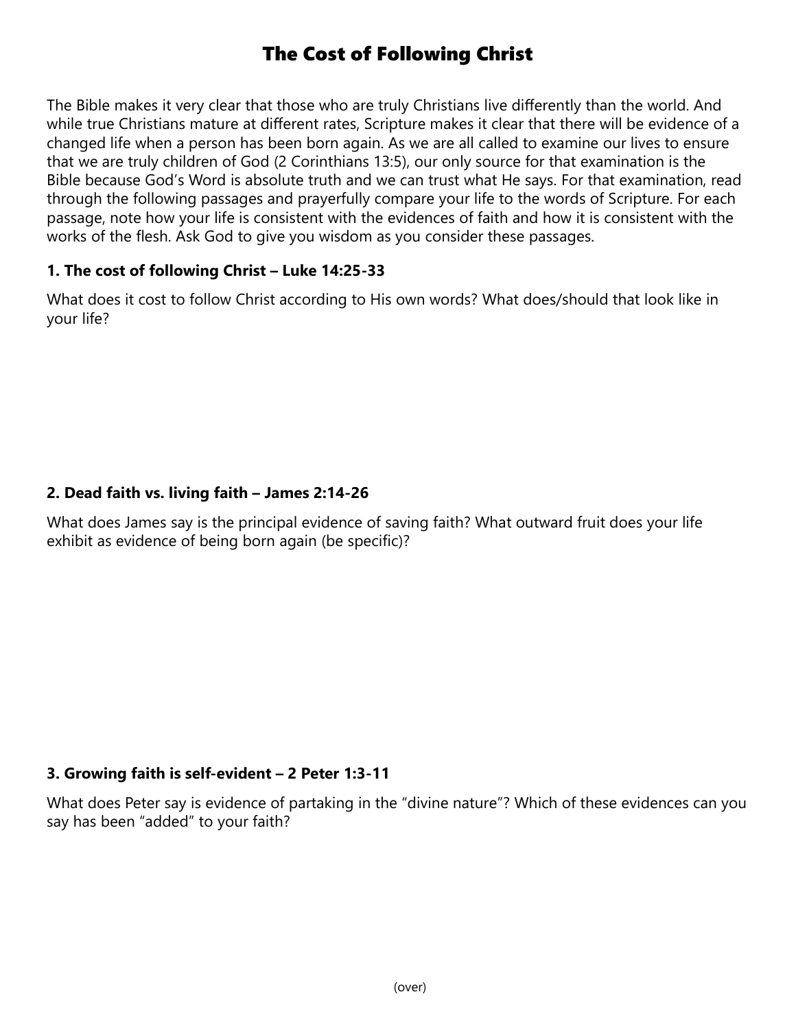# The Cost of Following Christ

The Bible makes it very clear that those who are truly Christians live differently than the world. And while true Christians mature at different rates, Scripture makes it clear that there will be evidence of a changed life when a person has been born again. As we are all called to examine our lives to ensure that we are truly children of God (2 Corinthians 13:5), our only source for that examination is the Bible because God's Word is absolute truth and we can trust what He says. For that examination, read through the following passages and prayerfully compare your life to the words of Scripture. For each passage, note how your life is consistent with the evidences of faith and how it is consistent with the works of the flesh. Ask God to give you wisdom as you consider these passages.

### 1. The cost of following Christ – Luke 14:25-33

What does it cost to follow Christ according to His own words? What does/should that look like in your life?

### 2. Dead faith vs. living faith – James 2:14-26

What does James say is the principal evidence of saving faith? What outward fruit does your life exhibit as evidence of being born again (be specific)?

### 3. Growing faith is self-evident – 2 Peter 1:3-11

What does Peter say is evidence of partaking in the "divine nature"? Which of these evidences can you say has been "added" to your faith?

(over)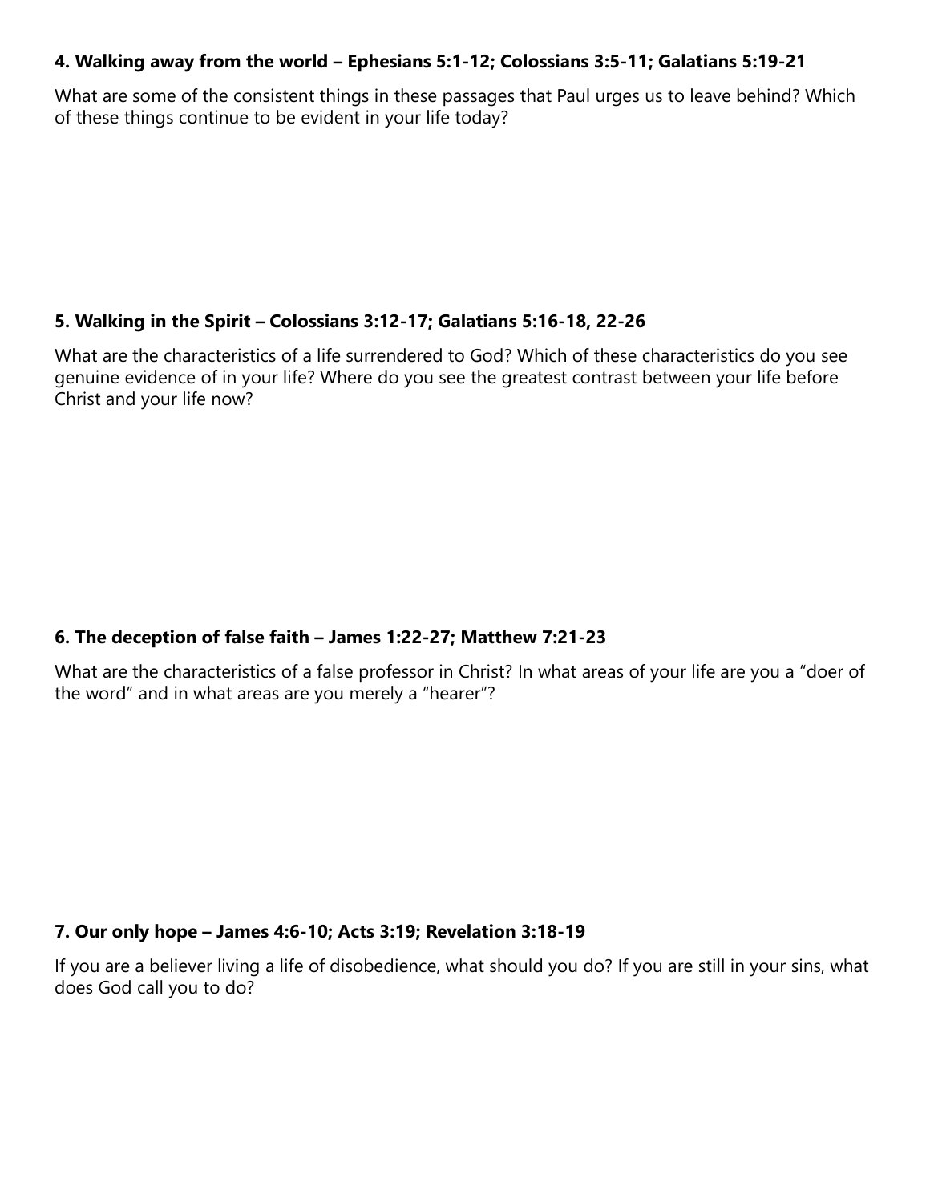**4. Walking away from the world – Ephesians 5:1-12; Colossians 3:5-11; Galatians 5:19-21**

What are some of the consistent things in these passages that Paul urges us to leave behind? Which of these things continue to be evident in your life today?

**5. Walking in the Spirit – Colossians 3:12-17; Galatians 5:16-18, 22-26**

What are the characteristics of a life surrendered to God? Which of these characteristics do you see genuine evidence of in your life? Where do you see the greatest contrast between your life before Christ and your life now?

**6. The deception of false faith – James 1:22-27; Matthew 7:21-23**

What are the characteristics of a false professor in Christ? In what areas of your life are you a "doer of the word" and in what areas are you merely a "hearer"?

**7. Our only hope – James 4:6-10; Acts 3:19; Revelation 3:18-19**

If you are a believer living a life of disobedience, what should you do? If you are still in your sins, what does God call you to do?